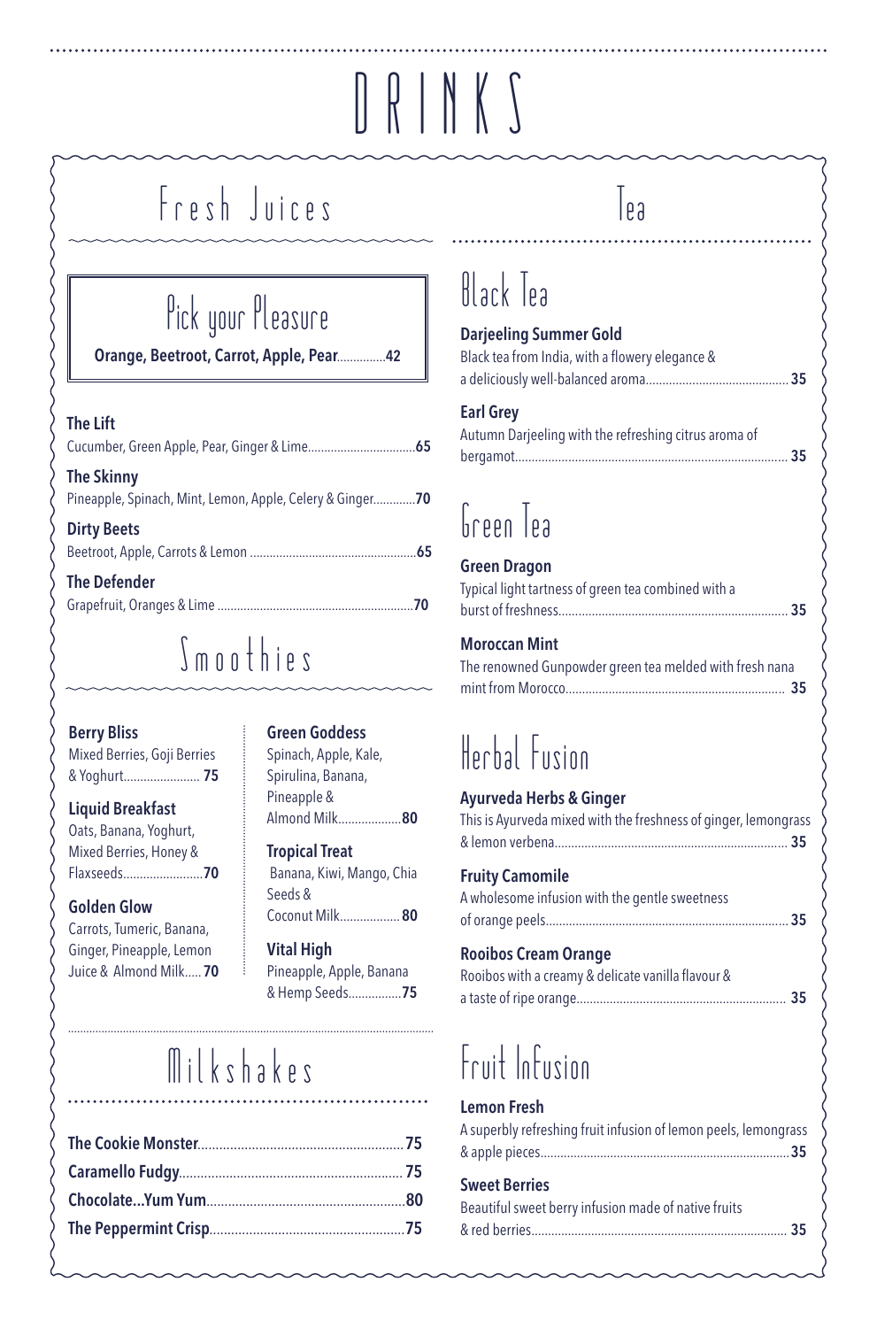# DRINKS

## Fresh Juices

### Pick your Pleasure

**Orange, Beetroot, Carrot, Apple, Pear**...............**42**

**The Lift**
Cucumber, Green Apple, Pear, Ginger & Lime.................................**65**

**The Skinny**
Pineapple, Spinach, Mint, Lemon, Apple, Celery & Ginger.............**70**

**Dirty Beets**
Beetroot, Apple, Carrots & Lemon ..................................................**65**

**The Defender**
Grapefruit, Oranges & Lime ............................................................**70**

## Smoothies

**Berry Bliss**
Mixed Berries, Goji Berries & Yoghurt....................... **75**

**Liquid Breakfast**
Oats, Banana, Yoghurt, Mixed Berries, Honey & Flaxseeds........................**70**

**Golden Glow**
Carrots, Tumeric, Banana, Ginger, Pineapple, Lemon Juice & Almond Milk..... **70**

**Green Goddess**
Spinach, Apple, Kale, Spirulina, Banana, Pineapple & Almond Milk...................**80**

**Tropical Treat**
Banana, Kiwi, Mango, Chia Seeds & Coconut Milk.................. **80**

**Vital High**
Pineapple, Apple, Banana & Hemp Seeds................**75**

## Milkshakes

**The Cookie Monster**......................................................... **75**
**Caramello Fudgy**.............................................................. **75**
**Chocolate...Yum Yum**.......................................................**80**
**The Peppermint Crisp**......................................................**75**

## Tea

### Black Tea

**Darjeeling Summer Gold**
Black tea from India, with a flowery elegance & a deliciously well-balanced aroma........................................... **35**

**Earl Grey**
Autumn Darjeeling with the refreshing citrus aroma of bergamot.................................................................................. **35**

### Green Tea

**Green Dragon**
Typical light tartness of green tea combined with a burst of freshness..................................................................... **35**

**Moroccan Mint**
The renowned Gunpowder green tea melded with fresh nana mint from Morocco.................................................................. **35**

### Herbal Fusion

**Ayurveda Herbs & Ginger**
This is Ayurveda mixed with the freshness of ginger, lemongrass & lemon verbena...................................................................... **35**

**Fruity Camomile**
A wholesome infusion with the gentle sweetness of orange peels......................................................................... **35**

**Rooibos Cream Orange**
Rooibos with a creamy & delicate vanilla flavour & a taste of ripe orange............................................................... **35**

### Fruit Infusion

**Lemon Fresh**
A superbly refreshing fruit infusion of lemon peels, lemongrass & apple pieces..........................................................................**35**

**Sweet Berries**
Beautiful sweet berry infusion made of native fruits & red berries............................................................................. **35**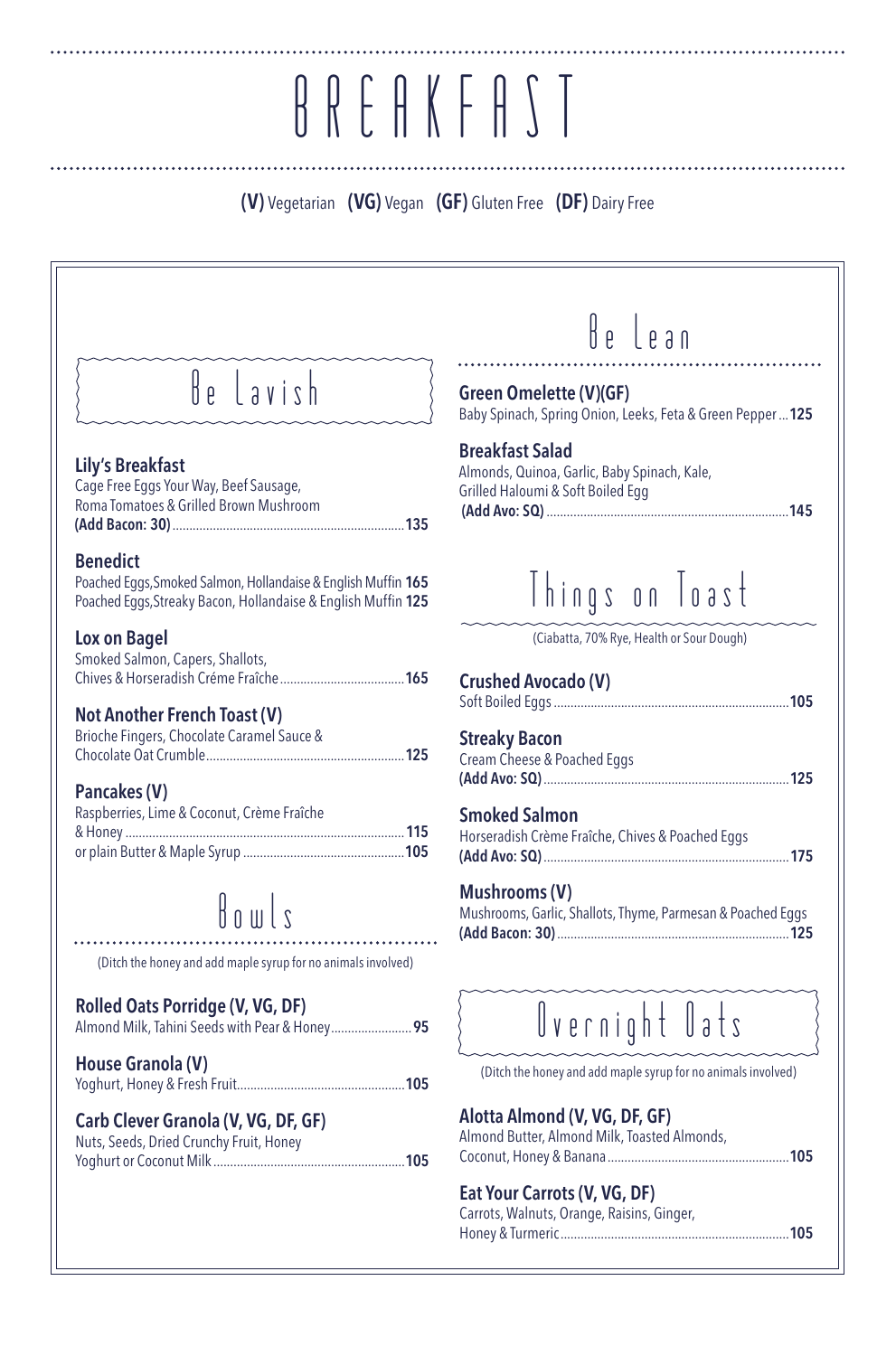# BREAKFAST

**(V)** Vegetarian **(VG)** Vegan **(GF)** Gluten Free **(DF)** Dairy Free

## Be Lavish

### Lily's Breakfast
Cage Free Eggs Your Way, Beef Sausage,
Roma Tomatoes & Grilled Brown Mushroom
**(Add Bacon: 30)** .......... **135**

### Benedict
Poached Eggs,Smoked Salmon, Hollandaise & English Muffin **165**
Poached Eggs,Streaky Bacon, Hollandaise & English Muffin **125**

### Lox on Bagel
Smoked Salmon, Capers, Shallots,
Chives & Horseradish Créme Fraîche .......... **165**

### Not Another French Toast (V)
Brioche Fingers, Chocolate Caramel Sauce &
Chocolate Oat Crumble .......... **125**

### Pancakes (V)
Raspberries, Lime & Coconut, Crème Fraîche
& Honey .......... **115**
or plain Butter & Maple Syrup .......... **105**

## Bowls

(Ditch the honey and add maple syrup for no animals involved)

### Rolled Oats Porridge (V, VG, DF)
Almond Milk, Tahini Seeds with Pear & Honey .......... **95**

### House Granola (V)
Yoghurt, Honey & Fresh Fruit .......... **105**

### Carb Clever Granola (V, VG, DF, GF)
Nuts, Seeds, Dried Crunchy Fruit, Honey
Yoghurt or Coconut Milk .......... **105**

## Be Lean

### Green Omelette (V)(GF)
Baby Spinach, Spring Onion, Leeks, Feta & Green Pepper ... **125**

### Breakfast Salad
Almonds, Quinoa, Garlic, Baby Spinach, Kale,
Grilled Haloumi & Soft Boiled Egg
**(Add Avo: SQ)** .......... **145**

## Things on Toast

(Ciabatta, 70% Rye, Health or Sour Dough)

### Crushed Avocado (V)
Soft Boiled Eggs .......... **105**

### Streaky Bacon
Cream Cheese & Poached Eggs
**(Add Avo: SQ)** .......... **125**

### Smoked Salmon
Horseradish Crème Fraîche, Chives & Poached Eggs
**(Add Avo: SQ)** .......... **175**

### Mushrooms (V)
Mushrooms, Garlic, Shallots, Thyme, Parmesan & Poached Eggs
**(Add Bacon: 30)** .......... **125**

## Overnight Oats

(Ditch the honey and add maple syrup for no animals involved)

### Alotta Almond (V, VG, DF, GF)
Almond Butter, Almond Milk, Toasted Almonds,
Coconut, Honey & Banana .......... **105**

### Eat Your Carrots (V, VG, DF)
Carrots, Walnuts, Orange, Raisins, Ginger,
Honey & Turmeric .......... **105**